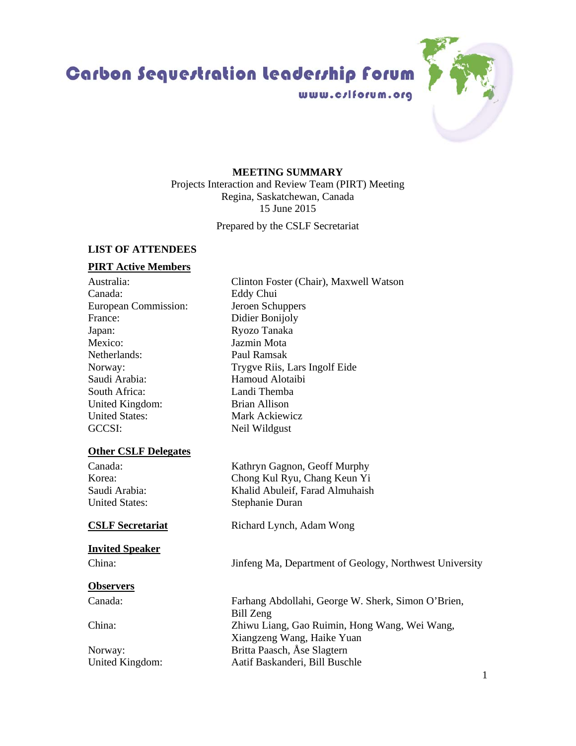# Carbon Sequestration Leadership Forum

www.cslforum.org

**MEETING SUMMARY**
Projects Interaction and Review Team (PIRT) Meeting
Regina, Saskatchewan, Canada
15 June 2015

Prepared by the CSLF Secretariat

**LIST OF ATTENDEES**

**PIRT Active Members**

| | |
|---|---|
| Australia: | Clinton Foster (Chair), Maxwell Watson |
| Canada: | Eddy Chui |
| European Commission: | Jeroen Schuppers |
| France: | Didier Bonijoly |
| Japan: | Ryozo Tanaka |
| Mexico: | Jazmin Mota |
| Netherlands: | Paul Ramsak |
| Norway: | Trygve Riis, Lars Ingolf Eide |
| Saudi Arabia: | Hamoud Alotaibi |
| South Africa: | Landi Themba |
| United Kingdom: | Brian Allison |
| United States: | Mark Ackiewicz |
| GCCSI: | Neil Wildgust |

**Other CSLF Delegates**

| | |
|---|---|
| Canada: | Kathryn Gagnon, Geoff Murphy |
| Korea: | Chong Kul Ryu, Chang Keun Yi |
| Saudi Arabia: | Khalid Abuleif, Farad Almuhaish |
| United States: | Stephanie Duran |

**CSLF Secretariat** — Richard Lynch, Adam Wong

**Invited Speaker**

| | |
|---|---|
| China: | Jinfeng Ma, Department of Geology, Northwest University |

**Observers**

| | |
|---|---|
| Canada: | Farhang Abdollahi, George W. Sherk, Simon O'Brien, Bill Zeng |
| China: | Zhiwu Liang, Gao Ruimin, Hong Wang, Wei Wang, Xiangzeng Wang, Haike Yuan |
| Norway: | Britta Paasch, Åse Slagtern |
| United Kingdom: | Aatif Baskanderi, Bill Buschle |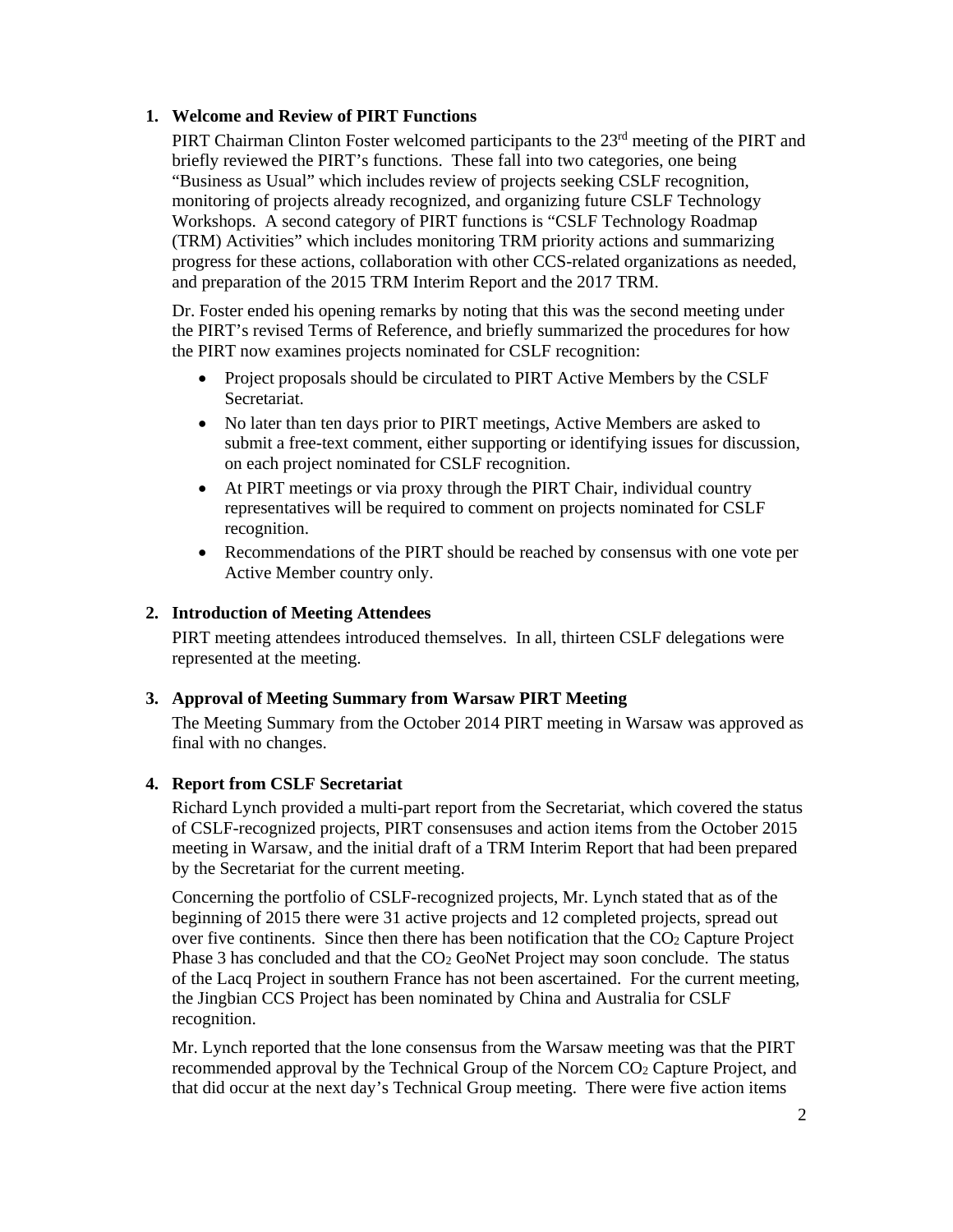## 1. Welcome and Review of PIRT Functions

PIRT Chairman Clinton Foster welcomed participants to the 23rd meeting of the PIRT and briefly reviewed the PIRT's functions. These fall into two categories, one being "Business as Usual" which includes review of projects seeking CSLF recognition, monitoring of projects already recognized, and organizing future CSLF Technology Workshops. A second category of PIRT functions is "CSLF Technology Roadmap (TRM) Activities" which includes monitoring TRM priority actions and summarizing progress for these actions, collaboration with other CCS-related organizations as needed, and preparation of the 2015 TRM Interim Report and the 2017 TRM.

Dr. Foster ended his opening remarks by noting that this was the second meeting under the PIRT's revised Terms of Reference, and briefly summarized the procedures for how the PIRT now examines projects nominated for CSLF recognition:

- Project proposals should be circulated to PIRT Active Members by the CSLF Secretariat.
- No later than ten days prior to PIRT meetings, Active Members are asked to submit a free-text comment, either supporting or identifying issues for discussion, on each project nominated for CSLF recognition.
- At PIRT meetings or via proxy through the PIRT Chair, individual country representatives will be required to comment on projects nominated for CSLF recognition.
- Recommendations of the PIRT should be reached by consensus with one vote per Active Member country only.

## 2. Introduction of Meeting Attendees

PIRT meeting attendees introduced themselves. In all, thirteen CSLF delegations were represented at the meeting.

## 3. Approval of Meeting Summary from Warsaw PIRT Meeting

The Meeting Summary from the October 2014 PIRT meeting in Warsaw was approved as final with no changes.

## 4. Report from CSLF Secretariat

Richard Lynch provided a multi-part report from the Secretariat, which covered the status of CSLF-recognized projects, PIRT consensuses and action items from the October 2015 meeting in Warsaw, and the initial draft of a TRM Interim Report that had been prepared by the Secretariat for the current meeting.

Concerning the portfolio of CSLF-recognized projects, Mr. Lynch stated that as of the beginning of 2015 there were 31 active projects and 12 completed projects, spread out over five continents. Since then there has been notification that the $CO_2$ Capture Project Phase 3 has concluded and that the $CO_2$ GeoNet Project may soon conclude. The status of the Lacq Project in southern France has not been ascertained. For the current meeting, the Jingbian CCS Project has been nominated by China and Australia for CSLF recognition.

Mr. Lynch reported that the lone consensus from the Warsaw meeting was that the PIRT recommended approval by the Technical Group of the Norcem $CO_2$ Capture Project, and that did occur at the next day's Technical Group meeting. There were five action items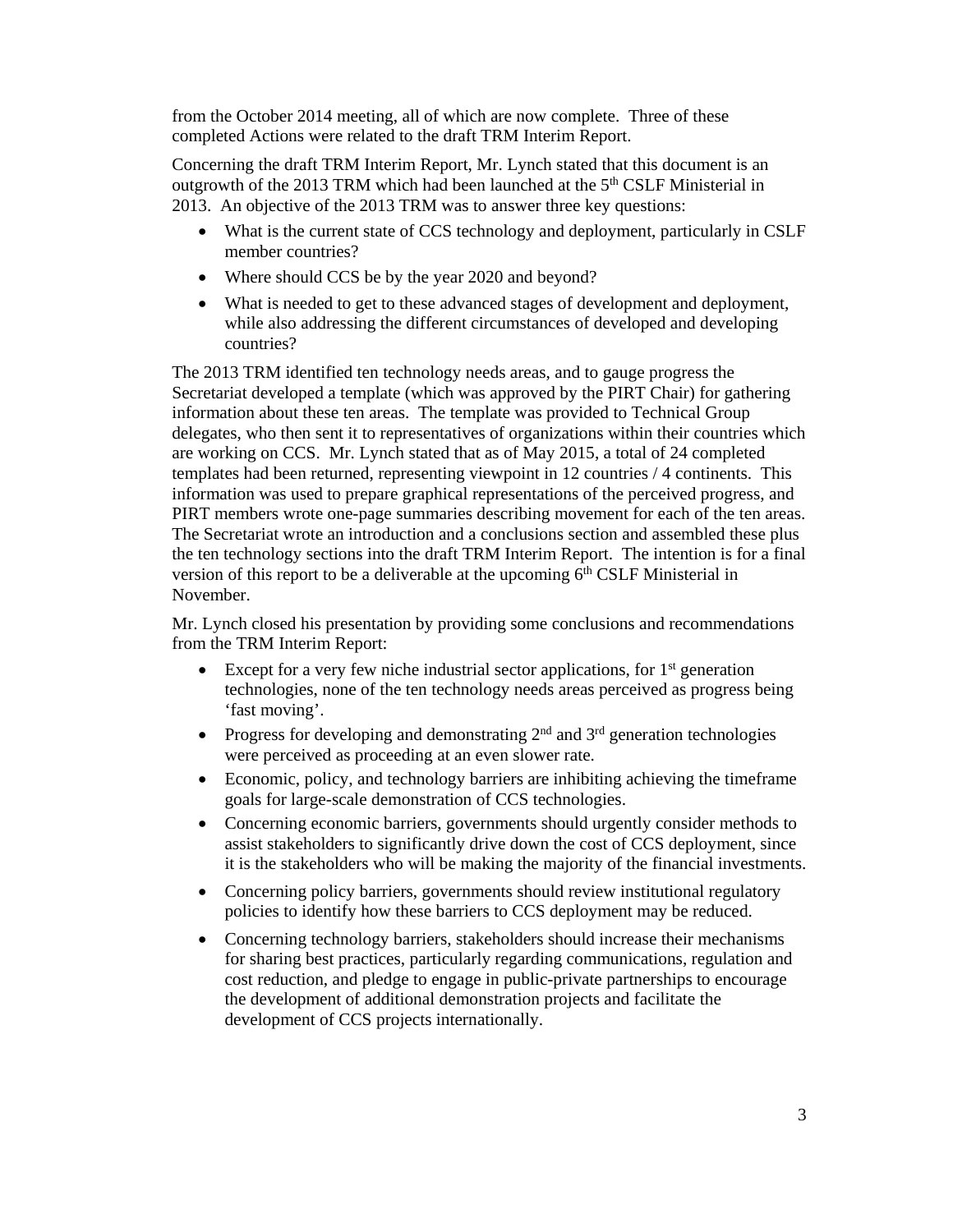from the October 2014 meeting, all of which are now complete. Three of these completed Actions were related to the draft TRM Interim Report.

Concerning the draft TRM Interim Report, Mr. Lynch stated that this document is an outgrowth of the 2013 TRM which had been launched at the 5th CSLF Ministerial in 2013. An objective of the 2013 TRM was to answer three key questions:

- What is the current state of CCS technology and deployment, particularly in CSLF member countries?
- Where should CCS be by the year 2020 and beyond?
- What is needed to get to these advanced stages of development and deployment, while also addressing the different circumstances of developed and developing countries?

The 2013 TRM identified ten technology needs areas, and to gauge progress the Secretariat developed a template (which was approved by the PIRT Chair) for gathering information about these ten areas. The template was provided to Technical Group delegates, who then sent it to representatives of organizations within their countries which are working on CCS. Mr. Lynch stated that as of May 2015, a total of 24 completed templates had been returned, representing viewpoint in 12 countries / 4 continents. This information was used to prepare graphical representations of the perceived progress, and PIRT members wrote one-page summaries describing movement for each of the ten areas. The Secretariat wrote an introduction and a conclusions section and assembled these plus the ten technology sections into the draft TRM Interim Report. The intention is for a final version of this report to be a deliverable at the upcoming 6th CSLF Ministerial in November.

Mr. Lynch closed his presentation by providing some conclusions and recommendations from the TRM Interim Report:

- Except for a very few niche industrial sector applications, for 1st generation technologies, none of the ten technology needs areas perceived as progress being 'fast moving'.
- Progress for developing and demonstrating 2nd and 3rd generation technologies were perceived as proceeding at an even slower rate.
- Economic, policy, and technology barriers are inhibiting achieving the timeframe goals for large-scale demonstration of CCS technologies.
- Concerning economic barriers, governments should urgently consider methods to assist stakeholders to significantly drive down the cost of CCS deployment, since it is the stakeholders who will be making the majority of the financial investments.
- Concerning policy barriers, governments should review institutional regulatory policies to identify how these barriers to CCS deployment may be reduced.
- Concerning technology barriers, stakeholders should increase their mechanisms for sharing best practices, particularly regarding communications, regulation and cost reduction, and pledge to engage in public-private partnerships to encourage the development of additional demonstration projects and facilitate the development of CCS projects internationally.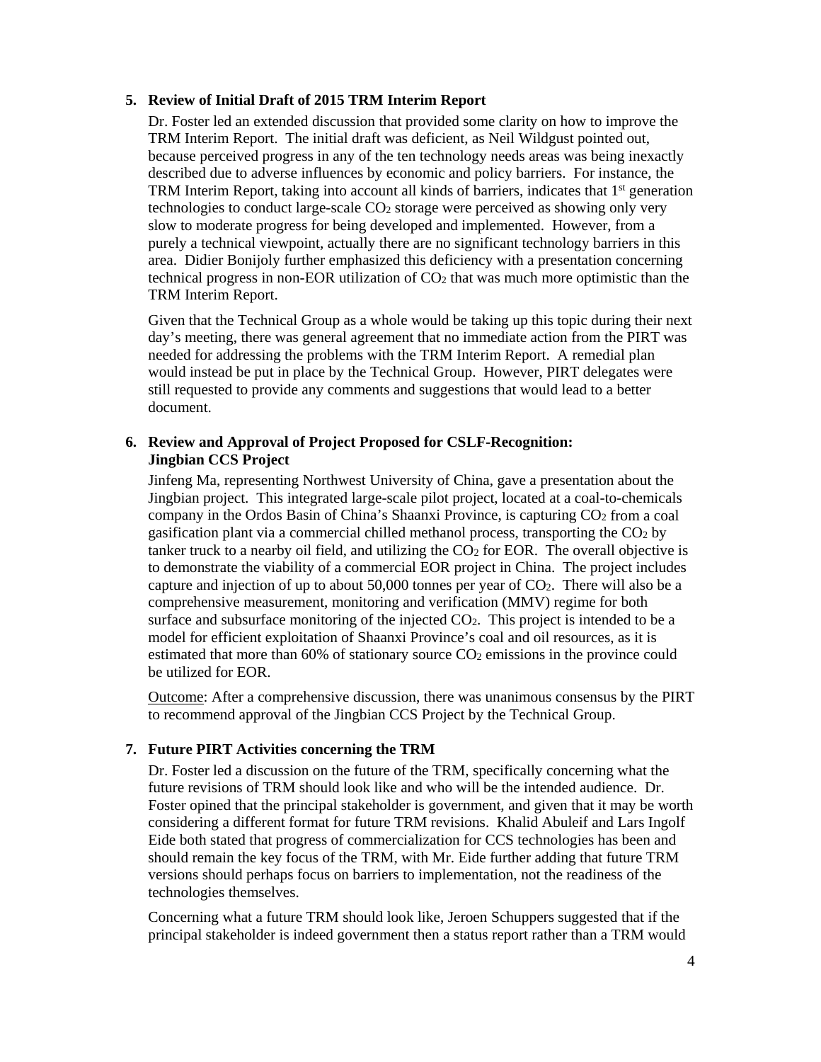## 5. Review of Initial Draft of 2015 TRM Interim Report

Dr. Foster led an extended discussion that provided some clarity on how to improve the TRM Interim Report. The initial draft was deficient, as Neil Wildgust pointed out, because perceived progress in any of the ten technology needs areas was being inexactly described due to adverse influences by economic and policy barriers. For instance, the TRM Interim Report, taking into account all kinds of barriers, indicates that 1st generation technologies to conduct large-scale $CO_2$ storage were perceived as showing only very slow to moderate progress for being developed and implemented. However, from a purely a technical viewpoint, actually there are no significant technology barriers in this area. Didier Bonijoly further emphasized this deficiency with a presentation concerning technical progress in non-EOR utilization of $CO_2$ that was much more optimistic than the TRM Interim Report.

Given that the Technical Group as a whole would be taking up this topic during their next day's meeting, there was general agreement that no immediate action from the PIRT was needed for addressing the problems with the TRM Interim Report. A remedial plan would instead be put in place by the Technical Group. However, PIRT delegates were still requested to provide any comments and suggestions that would lead to a better document.

## 6. Review and Approval of Project Proposed for CSLF-Recognition: Jingbian CCS Project

Jinfeng Ma, representing Northwest University of China, gave a presentation about the Jingbian project. This integrated large-scale pilot project, located at a coal-to-chemicals company in the Ordos Basin of China's Shaanxi Province, is capturing $CO_2$ from a coal gasification plant via a commercial chilled methanol process, transporting the $CO_2$ by tanker truck to a nearby oil field, and utilizing the $CO_2$ for EOR. The overall objective is to demonstrate the viability of a commercial EOR project in China. The project includes capture and injection of up to about 50,000 tonnes per year of $CO_2$. There will also be a comprehensive measurement, monitoring and verification (MMV) regime for both surface and subsurface monitoring of the injected $CO_2$. This project is intended to be a model for efficient exploitation of Shaanxi Province's coal and oil resources, as it is estimated that more than 60% of stationary source $CO_2$ emissions in the province could be utilized for EOR.

Outcome: After a comprehensive discussion, there was unanimous consensus by the PIRT to recommend approval of the Jingbian CCS Project by the Technical Group.

## 7. Future PIRT Activities concerning the TRM

Dr. Foster led a discussion on the future of the TRM, specifically concerning what the future revisions of TRM should look like and who will be the intended audience. Dr. Foster opined that the principal stakeholder is government, and given that it may be worth considering a different format for future TRM revisions. Khalid Abuleif and Lars Ingolf Eide both stated that progress of commercialization for CCS technologies has been and should remain the key focus of the TRM, with Mr. Eide further adding that future TRM versions should perhaps focus on barriers to implementation, not the readiness of the technologies themselves.

Concerning what a future TRM should look like, Jeroen Schuppers suggested that if the principal stakeholder is indeed government then a status report rather than a TRM would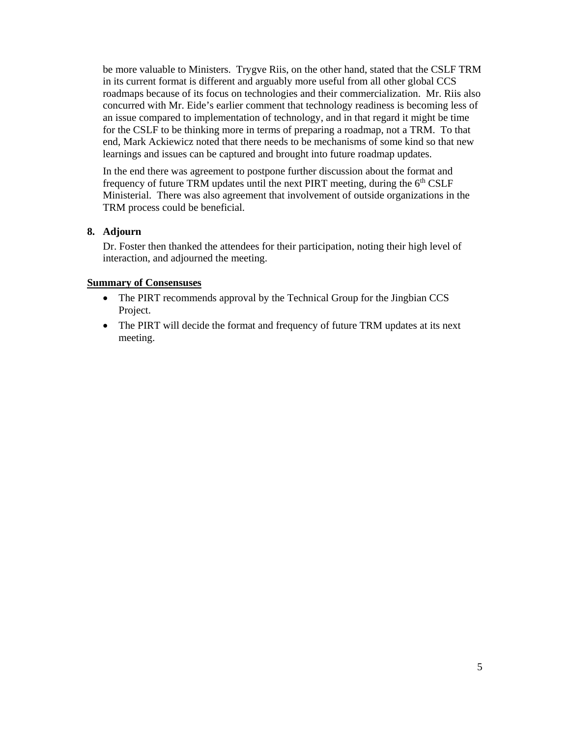be more valuable to Ministers. Trygve Riis, on the other hand, stated that the CSLF TRM in its current format is different and arguably more useful from all other global CCS roadmaps because of its focus on technologies and their commercialization. Mr. Riis also concurred with Mr. Eide's earlier comment that technology readiness is becoming less of an issue compared to implementation of technology, and in that regard it might be time for the CSLF to be thinking more in terms of preparing a roadmap, not a TRM. To that end, Mark Ackiewicz noted that there needs to be mechanisms of some kind so that new learnings and issues can be captured and brought into future roadmap updates.

In the end there was agreement to postpone further discussion about the format and frequency of future TRM updates until the next PIRT meeting, during the 6th CSLF Ministerial. There was also agreement that involvement of outside organizations in the TRM process could be beneficial.

**8. Adjourn**

Dr. Foster then thanked the attendees for their participation, noting their high level of interaction, and adjourned the meeting.

**Summary of Consensuses**

- The PIRT recommends approval by the Technical Group for the Jingbian CCS Project.
- The PIRT will decide the format and frequency of future TRM updates at its next meeting.